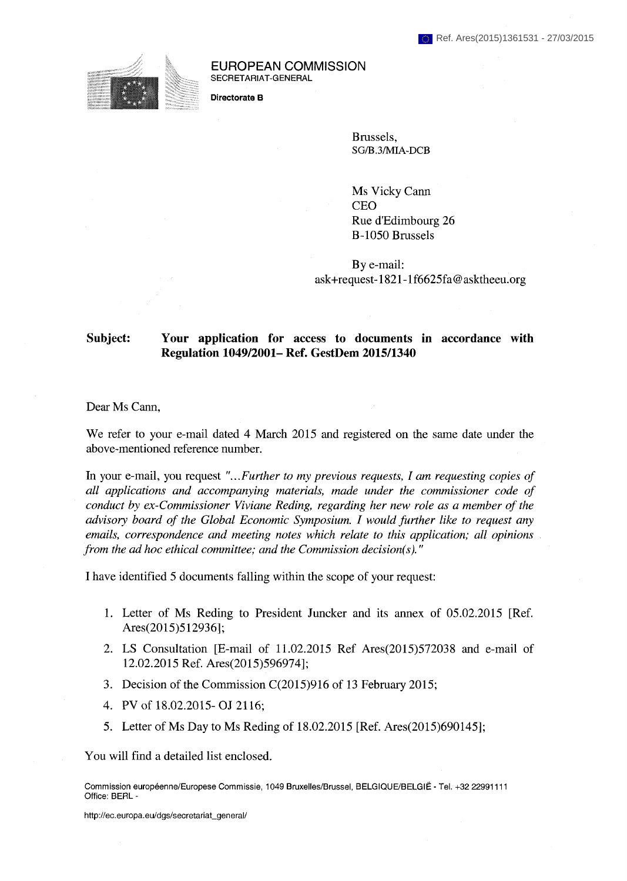Ref. Ares(2015)1361531 - 27/03/2015

**EUROPEAN COMMISSION**
SECRETARIAT-GENERAL

**Directorate B**

Brussels,
SG/B.3/MIA-DCB

Ms Vicky Cann
CEO
Rue d'Edimbourg 26
B-1050 Brussels

By e-mail:
ask+request-1821-1f6625fa@asktheeu.org

**Subject: Your application for access to documents in accordance with Regulation 1049/2001– Ref. GestDem 2015/1340**

Dear Ms Cann,

We refer to your e-mail dated 4 March 2015 and registered on the same date under the above-mentioned reference number.

In your e-mail, you request *"...Further to my previous requests, I am requesting copies of all applications and accompanying materials, made under the commissioner code of conduct by ex-Commissioner Viviane Reding, regarding her new role as a member of the advisory board of the Global Economic Symposium. I would further like to request any emails, correspondence and meeting notes which relate to this application; all opinions from the ad hoc ethical committee; and the Commission decision(s)."*

I have identified 5 documents falling within the scope of your request:

1. Letter of Ms Reding to President Juncker and its annex of 05.02.2015 [Ref. Ares(2015)512936];
2. LS Consultation [E-mail of 11.02.2015 Ref Ares(2015)572038 and e-mail of 12.02.2015 Ref. Ares(2015)596974];
3. Decision of the Commission C(2015)916 of 13 February 2015;
4. PV of 18.02.2015- OJ 2116;
5. Letter of Ms Day to Ms Reding of 18.02.2015 [Ref. Ares(2015)690145];

You will find a detailed list enclosed.

Commission européenne/Europese Commissie, 1049 Bruxelles/Brussel, BELGIQUE/BELGIË - Tel. +32 22991111
Office: BERL -

http://ec.europa.eu/dgs/secretariat_general/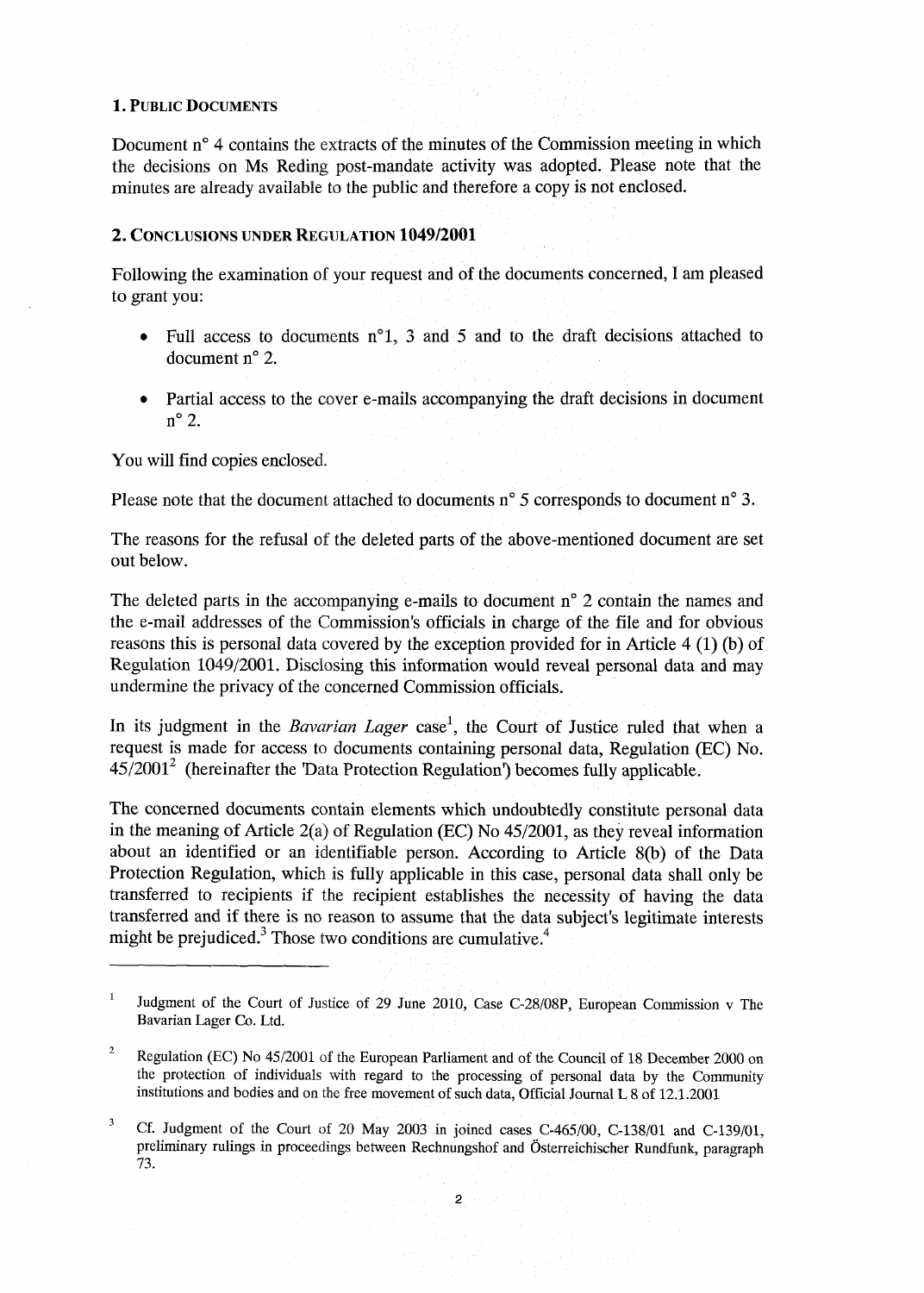## 1. PUBLIC DOCUMENTS

Document n° 4 contains the extracts of the minutes of the Commission meeting in which the decisions on Ms Reding post-mandate activity was adopted. Please note that the minutes are already available to the public and therefore a copy is not enclosed.

## 2. CONCLUSIONS UNDER REGULATION 1049/2001

Following the examination of your request and of the documents concerned, I am pleased to grant you:

- Full access to documents n°1, 3 and 5 and to the draft decisions attached to document n° 2.
- Partial access to the cover e-mails accompanying the draft decisions in document n° 2.

You will find copies enclosed.

Please note that the document attached to documents n° 5 corresponds to document n° 3.

The reasons for the refusal of the deleted parts of the above-mentioned document are set out below.

The deleted parts in the accompanying e-mails to document n° 2 contain the names and the e-mail addresses of the Commission's officials in charge of the file and for obvious reasons this is personal data covered by the exception provided for in Article 4 (1) (b) of Regulation 1049/2001. Disclosing this information would reveal personal data and may undermine the privacy of the concerned Commission officials.

In its judgment in the *Bavarian Lager* case[1], the Court of Justice ruled that when a request is made for access to documents containing personal data, Regulation (EC) No. 45/2001[2] (hereinafter the 'Data Protection Regulation') becomes fully applicable.

The concerned documents contain elements which undoubtedly constitute personal data in the meaning of Article 2(a) of Regulation (EC) No 45/2001, as they reveal information about an identified or an identifiable person. According to Article 8(b) of the Data Protection Regulation, which is fully applicable in this case, personal data shall only be transferred to recipients if the recipient establishes the necessity of having the data transferred and if there is no reason to assume that the data subject's legitimate interests might be prejudiced.[3] Those two conditions are cumulative.[4]

---

[1] Judgment of the Court of Justice of 29 June 2010, Case C-28/08P, European Commission v The Bavarian Lager Co. Ltd.

[2] Regulation (EC) No 45/2001 of the European Parliament and of the Council of 18 December 2000 on the protection of individuals with regard to the processing of personal data by the Community institutions and bodies and on the free movement of such data, Official Journal L 8 of 12.1.2001

[3] Cf. Judgment of the Court of 20 May 2003 in joined cases C-465/00, C-138/01 and C-139/01, preliminary rulings in proceedings between Rechnungshof and Österreichischer Rundfunk, paragraph 73.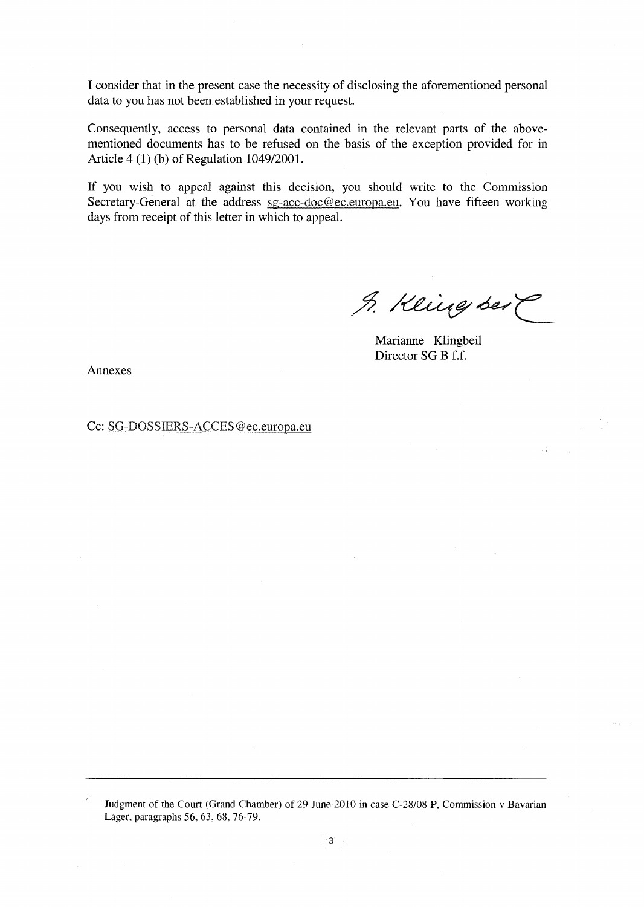I consider that in the present case the necessity of disclosing the aforementioned personal data to you has not been established in your request.

Consequently, access to personal data contained in the relevant parts of the above-mentioned documents has to be refused on the basis of the exception provided for in Article 4 (1) (b) of Regulation 1049/2001.

If you wish to appeal against this decision, you should write to the Commission Secretary-General at the address sg-acc-doc@ec.europa.eu. You have fifteen working days from receipt of this letter in which to appeal.

Marianne Klingbeil
Director SG B f.f.

Annexes

Cc: SG-DOSSIERS-ACCES@ec.europa.eu

---

[4] Judgment of the Court (Grand Chamber) of 29 June 2010 in case C-28/08 P, Commission v Bavarian Lager, paragraphs 56, 63, 68, 76-79.